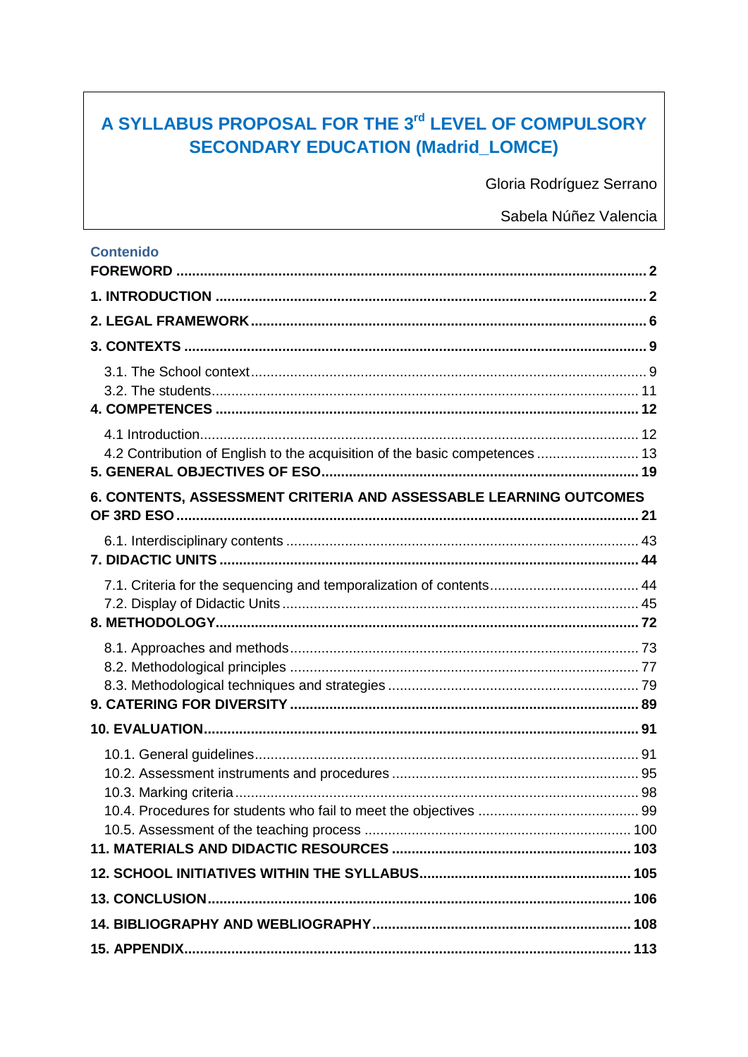# A SYLLABUS PROPOSAL FOR THE 3rd LEVEL OF COMPULSORY SECONDARY EDUCATION (Madrid_LOMCE)

Gloria Rodríguez Serrano

Sabela Núñez Valencia

## Contenido

**FOREWORD** .......... 2

**1. INTRODUCTION** .......... 2

**2. LEGAL FRAMEWORK** .......... 6

**3. CONTEXTS** .......... 9

- 3.1. The School context .......... 9
- 3.2. The students .......... 11

**4. COMPETENCES** .......... 12

- 4.1 Introduction .......... 12
- 4.2 Contribution of English to the acquisition of the basic competences .......... 13

**5. GENERAL OBJECTIVES OF ESO** .......... 19

**6. CONTENTS, ASSESSMENT CRITERIA AND ASSESSABLE LEARNING OUTCOMES OF 3RD ESO** .......... 21

- 6.1. Interdisciplinary contents .......... 43

**7. DIDACTIC UNITS** .......... 44

- 7.1. Criteria for the sequencing and temporalization of contents .......... 44
- 7.2. Display of Didactic Units .......... 45

**8. METHODOLOGY** .......... 72

- 8.1. Approaches and methods .......... 73
- 8.2. Methodological principles .......... 77
- 8.3. Methodological techniques and strategies .......... 79

**9. CATERING FOR DIVERSITY** .......... 89

**10. EVALUATION** .......... 91

- 10.1. General guidelines .......... 91
- 10.2. Assessment instruments and procedures .......... 95
- 10.3. Marking criteria .......... 98
- 10.4. Procedures for students who fail to meet the objectives .......... 99
- 10.5. Assessment of the teaching process .......... 100

**11. MATERIALS AND DIDACTIC RESOURCES** .......... 103

**12. SCHOOL INITIATIVES WITHIN THE SYLLABUS** .......... 105

**13. CONCLUSION** .......... 106

**14. BIBLIOGRAPHY AND WEBLIOGRAPHY** .......... 108

**15. APPENDIX** .......... 113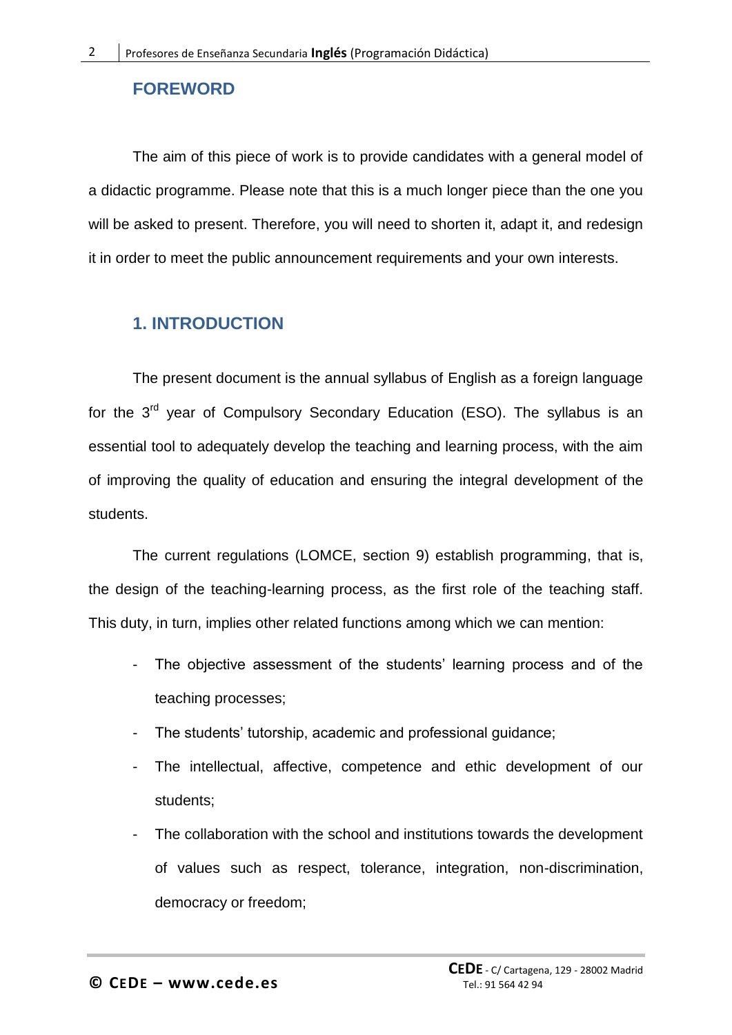## FOREWORD

The aim of this piece of work is to provide candidates with a general model of a didactic programme. Please note that this is a much longer piece than the one you will be asked to present. Therefore, you will need to shorten it, adapt it, and redesign it in order to meet the public announcement requirements and your own interests.

## 1. INTRODUCTION

The present document is the annual syllabus of English as a foreign language for the 3rd year of Compulsory Secondary Education (ESO). The syllabus is an essential tool to adequately develop the teaching and learning process, with the aim of improving the quality of education and ensuring the integral development of the students.

The current regulations (LOMCE, section 9) establish programming, that is, the design of the teaching-learning process, as the first role of the teaching staff. This duty, in turn, implies other related functions among which we can mention:

- The objective assessment of the students' learning process and of the teaching processes;
- The students' tutorship, academic and professional guidance;
- The intellectual, affective, competence and ethic development of our students;
- The collaboration with the school and institutions towards the development of values such as respect, tolerance, integration, non-discrimination, democracy or freedom;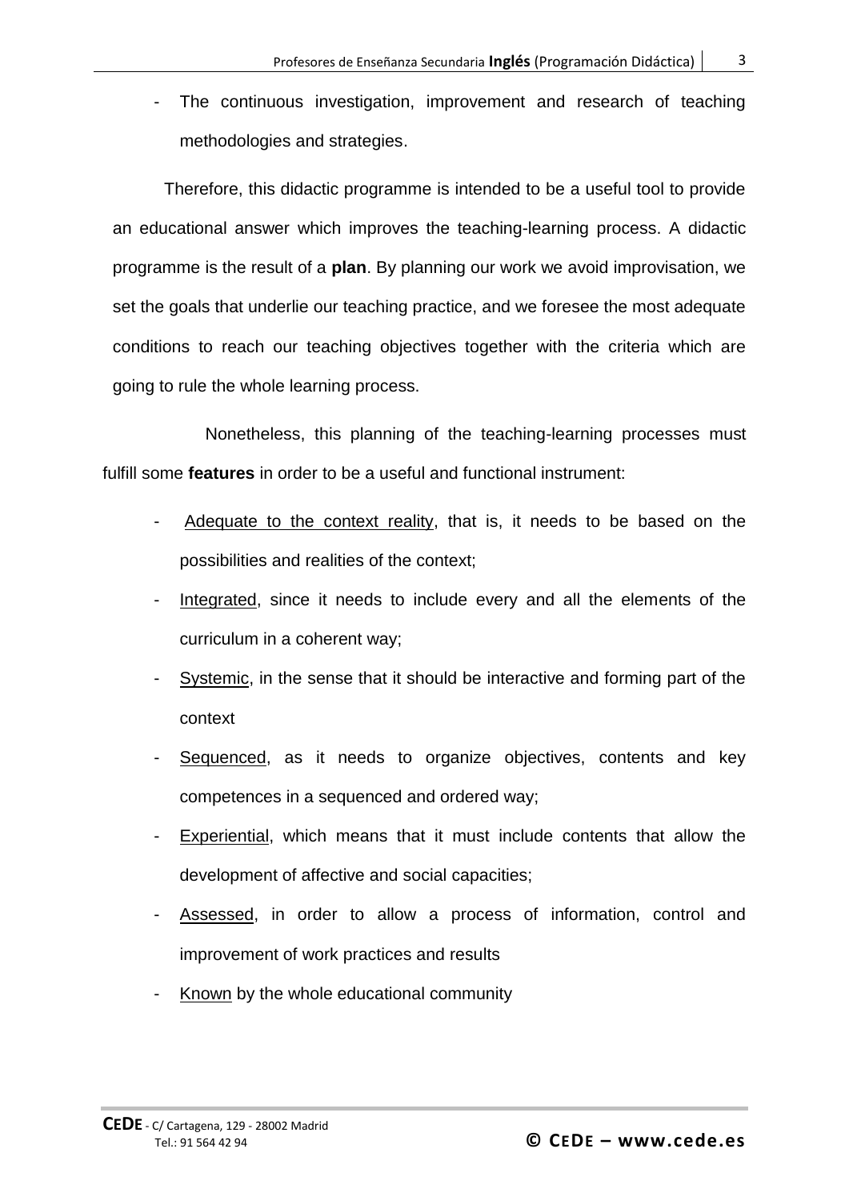- The continuous investigation, improvement and research of teaching methodologies and strategies.

Therefore, this didactic programme is intended to be a useful tool to provide an educational answer which improves the teaching-learning process. A didactic programme is the result of a **plan**. By planning our work we avoid improvisation, we set the goals that underlie our teaching practice, and we foresee the most adequate conditions to reach our teaching objectives together with the criteria which are going to rule the whole learning process.

Nonetheless, this planning of the teaching-learning processes must fulfill some **features** in order to be a useful and functional instrument:

- Adequate to the context reality, that is, it needs to be based on the possibilities and realities of the context;
- Integrated, since it needs to include every and all the elements of the curriculum in a coherent way;
- Systemic, in the sense that it should be interactive and forming part of the context
- Sequenced, as it needs to organize objectives, contents and key competences in a sequenced and ordered way;
- Experiential, which means that it must include contents that allow the development of affective and social capacities;
- Assessed, in order to allow a process of information, control and improvement of work practices and results
- Known by the whole educational community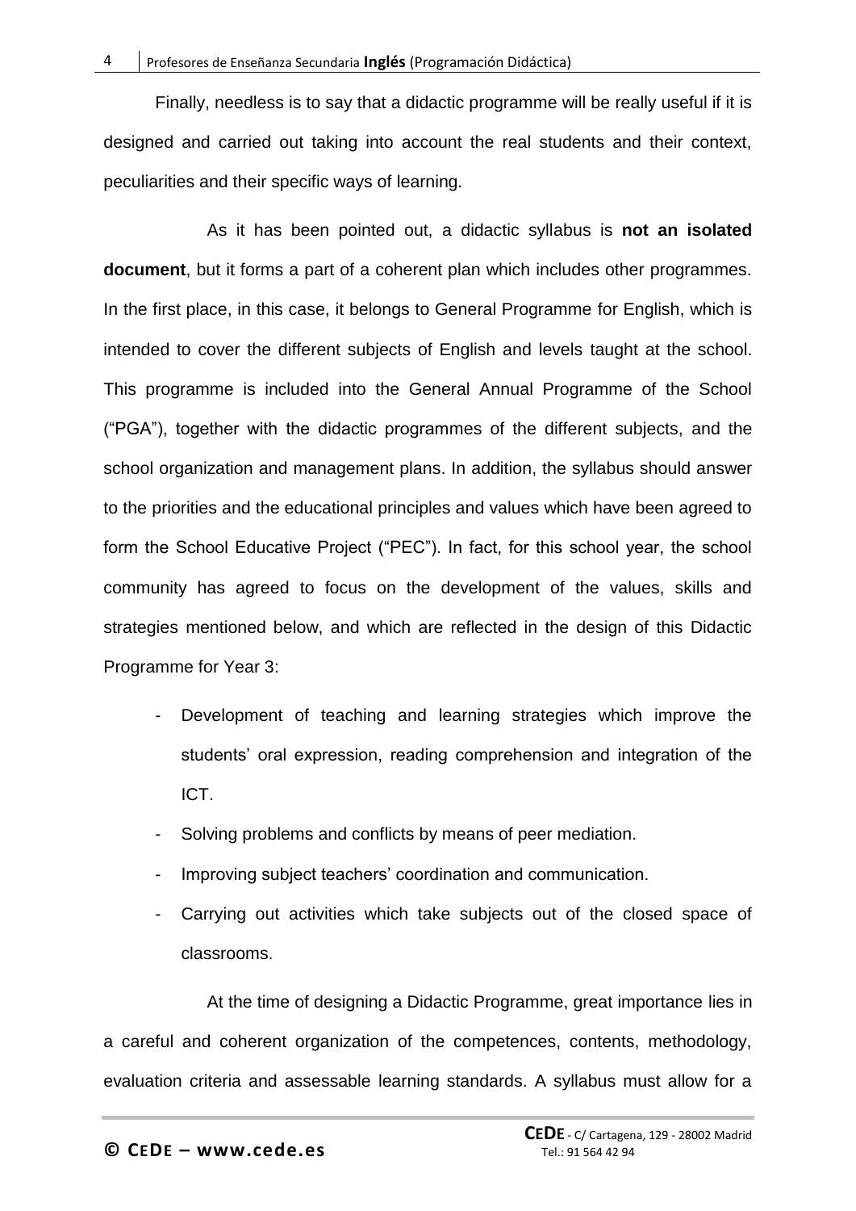Finally, needless is to say that a didactic programme will be really useful if it is designed and carried out taking into account the real students and their context, peculiarities and their specific ways of learning.

As it has been pointed out, a didactic syllabus is **not an isolated document**, but it forms a part of a coherent plan which includes other programmes. In the first place, in this case, it belongs to General Programme for English, which is intended to cover the different subjects of English and levels taught at the school. This programme is included into the General Annual Programme of the School ("PGA"), together with the didactic programmes of the different subjects, and the school organization and management plans. In addition, the syllabus should answer to the priorities and the educational principles and values which have been agreed to form the School Educative Project ("PEC"). In fact, for this school year, the school community has agreed to focus on the development of the values, skills and strategies mentioned below, and which are reflected in the design of this Didactic Programme for Year 3:

- Development of teaching and learning strategies which improve the students' oral expression, reading comprehension and integration of the ICT.
- Solving problems and conflicts by means of peer mediation.
- Improving subject teachers' coordination and communication.
- Carrying out activities which take subjects out of the closed space of classrooms.

At the time of designing a Didactic Programme, great importance lies in a careful and coherent organization of the competences, contents, methodology, evaluation criteria and assessable learning standards. A syllabus must allow for a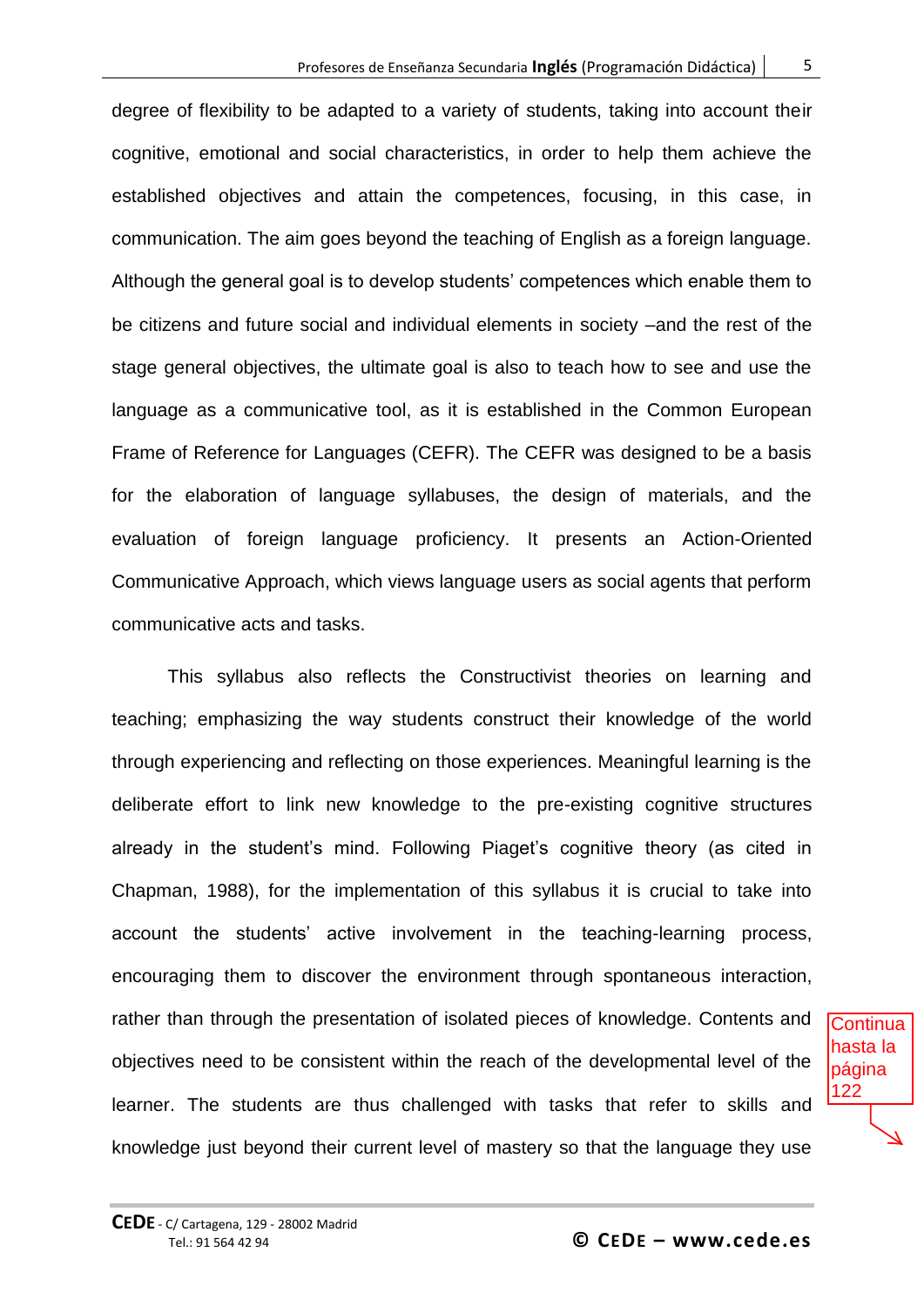degree of flexibility to be adapted to a variety of students, taking into account their cognitive, emotional and social characteristics, in order to help them achieve the established objectives and attain the competences, focusing, in this case, in communication. The aim goes beyond the teaching of English as a foreign language. Although the general goal is to develop students' competences which enable them to be citizens and future social and individual elements in society –and the rest of the stage general objectives, the ultimate goal is also to teach how to see and use the language as a communicative tool, as it is established in the Common European Frame of Reference for Languages (CEFR). The CEFR was designed to be a basis for the elaboration of language syllabuses, the design of materials, and the evaluation of foreign language proficiency. It presents an Action-Oriented Communicative Approach, which views language users as social agents that perform communicative acts and tasks.

This syllabus also reflects the Constructivist theories on learning and teaching; emphasizing the way students construct their knowledge of the world through experiencing and reflecting on those experiences. Meaningful learning is the deliberate effort to link new knowledge to the pre-existing cognitive structures already in the student's mind. Following Piaget's cognitive theory (as cited in Chapman, 1988), for the implementation of this syllabus it is crucial to take into account the students' active involvement in the teaching-learning process, encouraging them to discover the environment through spontaneous interaction, rather than through the presentation of isolated pieces of knowledge. Contents and objectives need to be consistent within the reach of the developmental level of the learner. The students are thus challenged with tasks that refer to skills and knowledge just beyond their current level of mastery so that the language they use

Continua hasta la página 122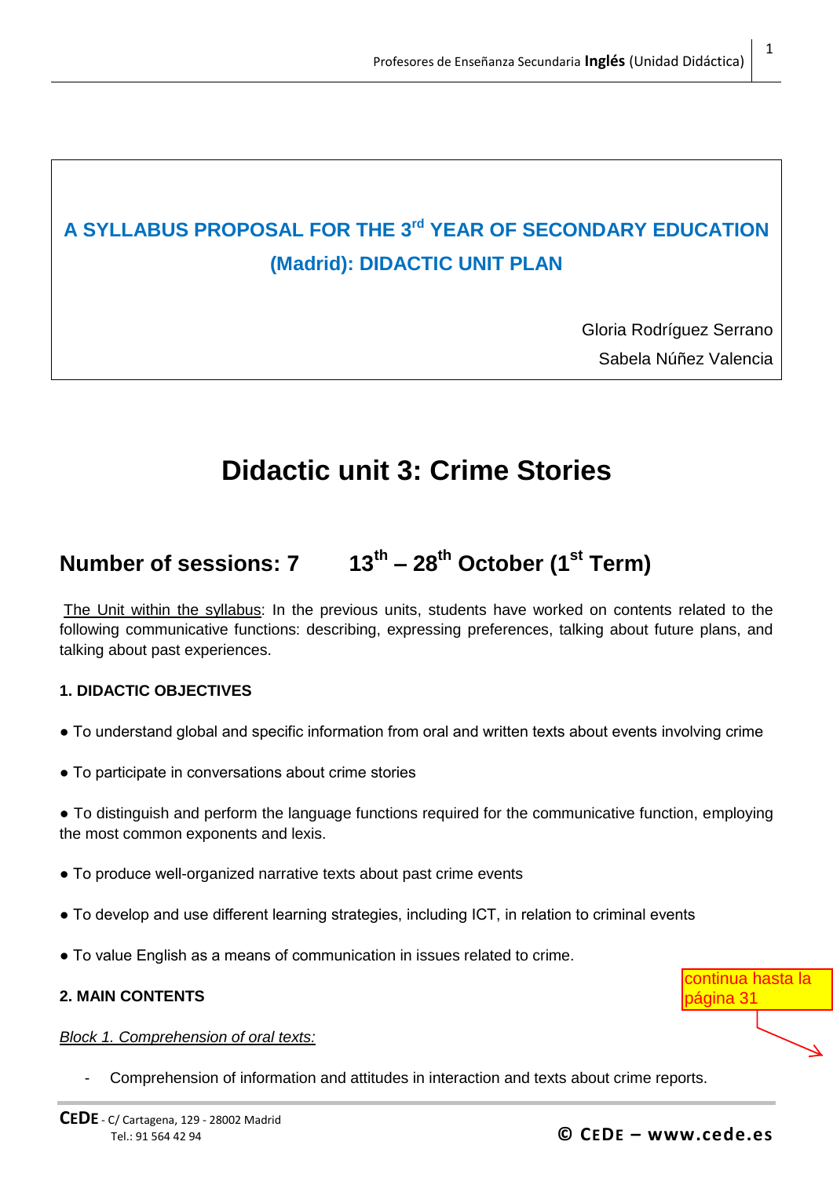**A SYLLABUS PROPOSAL FOR THE 3rd YEAR OF SECONDARY EDUCATION (Madrid): DIDACTIC UNIT PLAN**

Gloria Rodríguez Serrano
Sabela Núñez Valencia

# Didactic unit 3: Crime Stories

## Number of sessions: 7 13th – 28th October (1st Term)

The Unit within the syllabus: In the previous units, students have worked on contents related to the following communicative functions: describing, expressing preferences, talking about future plans, and talking about past experiences.

### 1. DIDACTIC OBJECTIVES

● To understand global and specific information from oral and written texts about events involving crime

● To participate in conversations about crime stories

● To distinguish and perform the language functions required for the communicative function, employing the most common exponents and lexis.

● To produce well-organized narrative texts about past crime events

● To develop and use different learning strategies, including ICT, in relation to criminal events

● To value English as a means of communication in issues related to crime.

### 2. MAIN CONTENTS

continua hasta la página 31

*Block 1. Comprehension of oral texts:*

- Comprehension of information and attitudes in interaction and texts about crime reports.